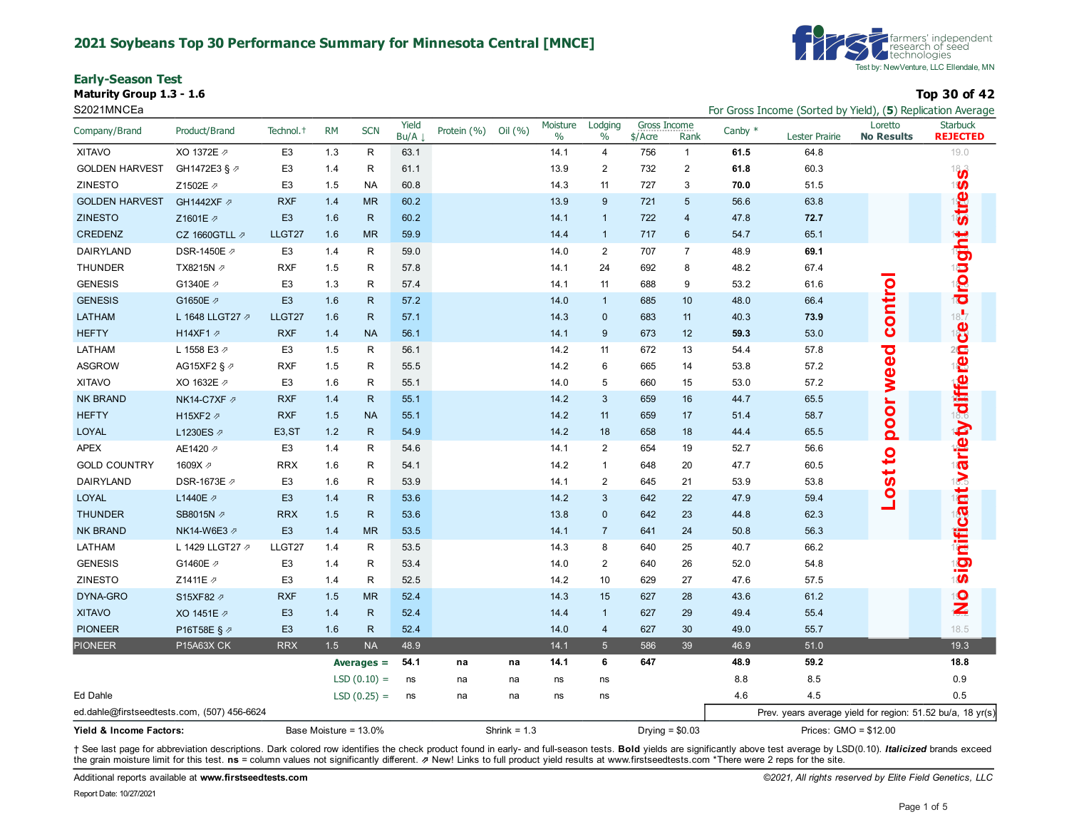## 2021 Soybeans Top 30 Performance Summary for Minnesota Central [MNCE]

first — farmers' independent research of seed technologies

Test by: NewVenture, LLC Ellendale, MN

### Early-Season Test

**Maturity Group 1.3 - 1.6**

S2021MNCEa

**Top 30 of 42**

For Gross Income (Sorted by Yield), (**5**) Replication Average

| Company/Brand | Product/Brand | Technol.† | RM | SCN | Yield Bu/A ↓ | Protein (%) | Oil (%) | Moisture % | Lodging % | Gross Income $/Acre | Gross Income Rank | Canby * | Lester Prairie | Loretto **No Results** | Starbuck **REJECTED** |
|---|---|---|---|---|---|---|---|---|---|---|---|---|---|---|---|
| XITAVO | XO 1372E ⇗ | E3 | 1.3 | R | 63.1 | | | 14.1 | 4 | 756 | 1 | **61.5** | 64.8 | | 19.0 |
| GOLDEN HARVEST | GH1472E3 § ⇗ | E3 | 1.4 | R | 61.1 | | | 13.9 | 2 | 732 | 2 | **61.8** | 60.3 | | 18.3 |
| ZINESTO | Z1502E ⇗ | E3 | 1.5 | NA | 60.8 | | | 14.3 | 11 | 727 | 3 | **70.0** | 51.5 | | |
| GOLDEN HARVEST | GH1442XF ⇗ | RXF | 1.4 | MR | 60.2 | | | 13.9 | 9 | 721 | 5 | 56.6 | 63.8 | | |
| ZINESTO | Z1601E ⇗ | E3 | 1.6 | R | 60.2 | | | 14.1 | 1 | 722 | 4 | 47.8 | **72.7** | | |
| CREDENZ | CZ 1660GTLL ⇗ | LLGT27 | 1.6 | MR | 59.9 | | | 14.4 | 1 | 717 | 6 | 54.7 | 65.1 | | |
| DAIRYLAND | DSR-1450E ⇗ | E3 | 1.4 | R | 59.0 | | | 14.0 | 2 | 707 | 7 | 48.9 | **69.1** | | |
| THUNDER | TX8215N ⇗ | RXF | 1.5 | R | 57.8 | | | 14.1 | 24 | 692 | 8 | 48.2 | 67.4 | | |
| GENESIS | G1340E ⇗ | E3 | 1.3 | R | 57.4 | | | 14.1 | 11 | 688 | 9 | 53.2 | 61.6 | | |
| GENESIS | G1650E ⇗ | E3 | 1.6 | R | 57.2 | | | 14.0 | 1 | 685 | 10 | 48.0 | 66.4 | | |
| LATHAM | L 1648 LLGT27 ⇗ | LLGT27 | 1.6 | R | 57.1 | | | 14.3 | 0 | 683 | 11 | 40.3 | **73.9** | | 18.7 |
| HEFTY | H14XF1 ⇗ | RXF | 1.4 | NA | 56.1 | | | 14.1 | 9 | 673 | 12 | **59.3** | 53.0 | | |
| LATHAM | L 1558 E3 ⇗ | E3 | 1.5 | R | 56.1 | | | 14.2 | 11 | 672 | 13 | 54.4 | 57.8 | | |
| ASGROW | AG15XF2 § ⇗ | RXF | 1.5 | R | 55.5 | | | 14.2 | 6 | 665 | 14 | 53.8 | 57.2 | | |
| XITAVO | XO 1632E ⇗ | E3 | 1.6 | R | 55.1 | | | 14.0 | 5 | 660 | 15 | 53.0 | 57.2 | | |
| NK BRAND | NK14-C7XF ⇗ | RXF | 1.4 | R | 55.1 | | | 14.2 | 3 | 659 | 16 | 44.7 | 65.5 | | |
| HEFTY | H15XF2 ⇗ | RXF | 1.5 | NA | 55.1 | | | 14.2 | 11 | 659 | 17 | 51.4 | 58.7 | | 18.6 |
| LOYAL | L1230ES ⇗ | E3,ST | 1.2 | R | 54.9 | | | 14.2 | 18 | 658 | 18 | 44.4 | 65.5 | | |
| APEX | AE1420 ⇗ | E3 | 1.4 | R | 54.6 | | | 14.1 | 2 | 654 | 19 | 52.7 | 56.6 | | |
| GOLD COUNTRY | 1609X ⇗ | RRX | 1.6 | R | 54.1 | | | 14.2 | 1 | 648 | 20 | 47.7 | 60.5 | | |
| DAIRYLAND | DSR-1673E ⇗ | E3 | 1.6 | R | 53.9 | | | 14.1 | 2 | 645 | 21 | 53.9 | 53.8 | | |
| LOYAL | L1440E ⇗ | E3 | 1.4 | R | 53.6 | | | 14.2 | 3 | 642 | 22 | 47.9 | 59.4 | | |
| THUNDER | SB8015N ⇗ | RRX | 1.5 | R | 53.6 | | | 13.8 | 0 | 642 | 23 | 44.8 | 62.3 | | |
| NK BRAND | NK14-W6E3 ⇗ | E3 | 1.4 | MR | 53.5 | | | 14.1 | 7 | 641 | 24 | 50.8 | 56.3 | | |
| LATHAM | L 1429 LLGT27 ⇗ | LLGT27 | 1.4 | R | 53.5 | | | 14.3 | 8 | 640 | 25 | 40.7 | 66.2 | | |
| GENESIS | G1460E ⇗ | E3 | 1.4 | R | 53.4 | | | 14.0 | 2 | 640 | 26 | 52.0 | 54.8 | | |
| ZINESTO | Z1411E ⇗ | E3 | 1.4 | R | 52.5 | | | 14.2 | 10 | 629 | 27 | 47.6 | 57.5 | | |
| DYNA-GRO | S15XF82 ⇗ | RXF | 1.5 | MR | 52.4 | | | 14.3 | 15 | 627 | 28 | 43.6 | 61.2 | | |
| XITAVO | XO 1451E ⇗ | E3 | 1.4 | R | 52.4 | | | 14.4 | 1 | 627 | 29 | 49.4 | 55.4 | | |
| PIONEER | P16T58E § ⇗ | E3 | 1.6 | R | 52.4 | | | 14.0 | 4 | 627 | 30 | 49.0 | 55.7 | | 18.5 |
| PIONEER | P15A63X CK | RRX | 1.5 | NA | 48.9 | | | 14.1 | 5 | 586 | 39 | 46.9 | 51.0 | | 19.3 |
| | | | | **Averages =** | **54.1** | **na** | **na** | **14.1** | **6** | **647** | | **48.9** | **59.2** | | **18.8** |
| | | | | LSD (0.10) = | ns | na | na | ns | ns | | | 8.8 | 8.5 | | 0.9 |
| | | | | LSD (0.25) = | ns | na | na | ns | ns | | | 4.6 | 4.5 | | 0.5 |

Loretto: Lost to poor weed control

Starbuck: No significant variety difference - drought stress

Ed Dahle

ed.dahle@firstseedtests.com, (507) 456-6624

Prev. years average yield for region: 51.52 bu/a, 18 yr(s)

**Yield & Income Factors:** Base Moisture = 13.0% Shrink = 1.3 Drying = $0.03 Prices: GMO = $12.00

† See last page for abbreviation descriptions. Dark colored row identifies the check product found in early- and full-season tests. **Bold** yields are significantly above test average by LSD(0.10). ***Italicized*** brands exceed the grain moisture limit for this test. **ns** = column values not significantly different. ⇗ New! Links to full product yield results at www.firstseedtests.com *There were 2 reps for the site.

Additional reports available at **www.firstseedtests.com**

*©2021, All rights reserved by Elite Field Genetics, LLC*

Report Date: 10/27/2021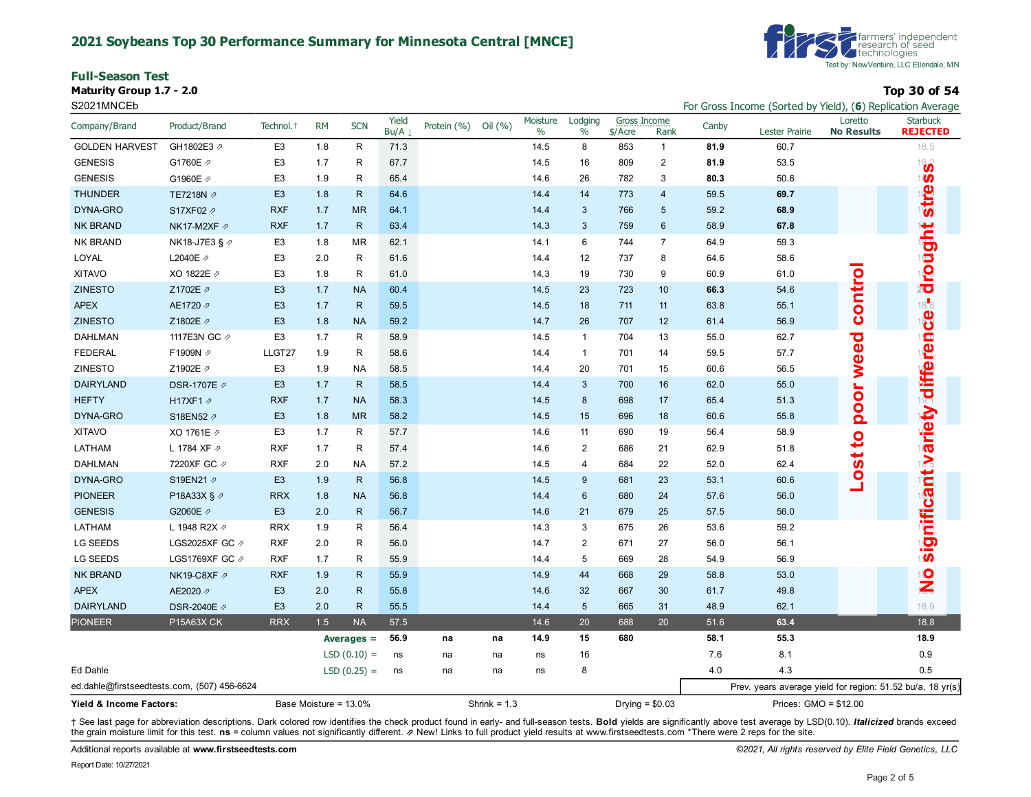## 2021 Soybeans Top 30 Performance Summary for Minnesota Central [MNCE]

farmers' independent research of seed technologies
Test by: NewVenture, LLC Ellendale, MN

### Full-Season Test

**Maturity Group 1.7 - 2.0** — **Top 30 of 54**

S2021MNCEb — For Gross Income (Sorted by Yield), (**6**) Replication Average

| Company/Brand | Product/Brand | Technol.† | RM | SCN | Yield Bu/A ↓ | Protein (%) | Oil (%) | Moisture % | Lodging % | Gross Income $/Acre | Gross Income Rank | Canby | Lester Prairie | Loretto **No Results** | Starbuck **REJECTED** |
|---|---|---|---|---|---|---|---|---|---|---|---|---|---|---|---|
| GOLDEN HARVEST | GH1802E3 ⇗ | E3 | 1.8 | R | 71.3 | | | 14.5 | 8 | 853 | 1 | **81.9** | 60.7 | | 18.5 |
| GENESIS | G1760E ⇗ | E3 | 1.7 | R | 67.7 | | | 14.5 | 16 | 809 | 2 | **81.9** | 53.5 | | 19.2 |
| GENESIS | G1960E ⇗ | E3 | 1.9 | R | 65.4 | | | 14.6 | 26 | 782 | 3 | **80.3** | 50.6 | | |
| THUNDER | TE7218N ⇗ | E3 | 1.8 | R | 64.6 | | | 14.4 | 14 | 773 | 4 | 59.5 | **69.7** | | |
| DYNA-GRO | S17XF02 ⇗ | RXF | 1.7 | MR | 64.1 | | | 14.4 | 3 | 766 | 5 | 59.2 | **68.9** | | |
| NK BRAND | NK17-M2XF ⇗ | RXF | 1.7 | R | 63.4 | | | 14.3 | 3 | 759 | 6 | 58.9 | **67.8** | | |
| NK BRAND | NK18-J7E3 § ⇗ | E3 | 1.8 | MR | 62.1 | | | 14.1 | 6 | 744 | 7 | 64.9 | 59.3 | | |
| LOYAL | L2040E ⇗ | E3 | 2.0 | R | 61.6 | | | 14.4 | 12 | 737 | 8 | 64.6 | 58.6 | | |
| XITAVO | XO 1822E ⇗ | E3 | 1.8 | R | 61.0 | | | 14.3 | 19 | 730 | 9 | 60.9 | 61.0 | | |
| ZINESTO | Z1702E ⇗ | E3 | 1.7 | NA | 60.4 | | | 14.5 | 23 | 723 | 10 | **66.3** | 54.6 | | |
| APEX | AE1720 ⇗ | E3 | 1.7 | R | 59.5 | | | 14.5 | 18 | 711 | 11 | 63.8 | 55.1 | | 18.8 |
| ZINESTO | Z1802E ⇗ | E3 | 1.8 | NA | 59.2 | | | 14.7 | 26 | 707 | 12 | 61.4 | 56.9 | | |
| DAHLMAN | 1117E3N GC ⇗ | E3 | 1.7 | R | 58.9 | | | 14.5 | 1 | 704 | 13 | 55.0 | 62.7 | | |
| FEDERAL | F1909N ⇗ | LLGT27 | 1.9 | R | 58.6 | | | 14.4 | 1 | 701 | 14 | 59.5 | 57.7 | | |
| ZINESTO | Z1902E ⇗ | E3 | 1.9 | NA | 58.5 | | | 14.4 | 20 | 701 | 15 | 60.6 | 56.5 | | |
| DAIRYLAND | DSR-1707E ⇗ | E3 | 1.7 | R | 58.5 | | | 14.4 | 3 | 700 | 16 | 62.0 | 55.0 | | |
| HEFTY | H17XF1 ⇗ | RXF | 1.7 | NA | 58.3 | | | 14.5 | 8 | 698 | 17 | 65.4 | 51.3 | | 19.1 |
| DYNA-GRO | S18EN52 ⇗ | E3 | 1.8 | MR | 58.2 | | | 14.5 | 15 | 696 | 18 | 60.6 | 55.8 | | |
| XITAVO | XO 1761E ⇗ | E3 | 1.7 | R | 57.7 | | | 14.6 | 11 | 690 | 19 | 56.4 | 58.9 | | |
| LATHAM | L 1784 XF ⇗ | RXF | 1.7 | R | 57.4 | | | 14.6 | 2 | 686 | 21 | 62.9 | 51.8 | | |
| DAHLMAN | 7220XF GC ⇗ | RXF | 2.0 | NA | 57.2 | | | 14.5 | 4 | 684 | 22 | 52.0 | 62.4 | | 18.8 |
| DYNA-GRO | S19EN21 ⇗ | E3 | 1.9 | R | 56.8 | | | 14.5 | 9 | 681 | 23 | 53.1 | 60.6 | | |
| PIONEER | P18A33X § ⇗ | RRX | 1.8 | NA | 56.8 | | | 14.4 | 6 | 680 | 24 | 57.6 | 56.0 | | |
| GENESIS | G2060E ⇗ | E3 | 2.0 | R | 56.7 | | | 14.6 | 21 | 679 | 25 | 57.5 | 56.0 | | |
| LATHAM | L 1948 R2X ⇗ | RRX | 1.9 | R | 56.4 | | | 14.3 | 3 | 675 | 26 | 53.6 | 59.2 | | |
| LG SEEDS | LGS2025XF GC ⇗ | RXF | 2.0 | R | 56.0 | | | 14.7 | 2 | 671 | 27 | 56.0 | 56.1 | | |
| LG SEEDS | LGS1769XF GC ⇗ | RXF | 1.7 | R | 55.9 | | | 14.4 | 5 | 669 | 28 | 54.9 | 56.9 | | |
| NK BRAND | NK19-C8XF ⇗ | RXF | 1.9 | R | 55.9 | | | 14.9 | 44 | 668 | 29 | 58.8 | 53.0 | | |
| APEX | AE2020 ⇗ | E3 | 2.0 | R | 55.8 | | | 14.6 | 32 | 667 | 30 | 61.7 | 49.8 | | |
| DAIRYLAND | DSR-2040E ⇗ | E3 | 2.0 | R | 55.5 | | | 14.4 | 5 | 665 | 31 | 48.9 | 62.1 | | 18.9 |
| PIONEER | P15A63X CK | RRX | 1.5 | NA | 57.5 | | | 14.6 | 20 | 688 | 20 | 51.6 | **63.4** | | 18.8 |
| | | | | **Averages =** | **56.9** | **na** | **na** | **14.9** | **15** | **680** | | **58.1** | **55.3** | | **18.9** |
| | | | | LSD (0.10) = | ns | na | na | ns | 16 | | | 7.6 | 8.1 | | 0.9 |
| Ed Dahle | | | | LSD (0.25) = | ns | na | na | ns | 8 | | | 4.0 | 4.3 | | 0.5 |

Loretto: Lost to poor weed control

Starbuck: No significant variety difference - drought stress

ed.dahle@firstseedtests.com, (507) 456-6624

Prev. years average yield for region: 51.52 bu/a, 18 yr(s)

**Yield & Income Factors:** Base Moisture = 13.0% Shrink = 1.3 Drying = $0.03 Prices: GMO = $12.00

† See last page for abbreviation descriptions. Dark colored row identifies the check product found in early- and full-season tests. **Bold** yields are significantly above test average by LSD(0.10). ***Italicized*** brands exceed the grain moisture limit for this test. **ns** = column values not significantly different. ⇗ New! Links to full product yield results at www.firstseedtests.com *There were 2 reps for the site.

Additional reports available at **www.firstseedtests.com**

*©2021, All rights reserved by Elite Field Genetics, LLC*

Report Date: 10/27/2021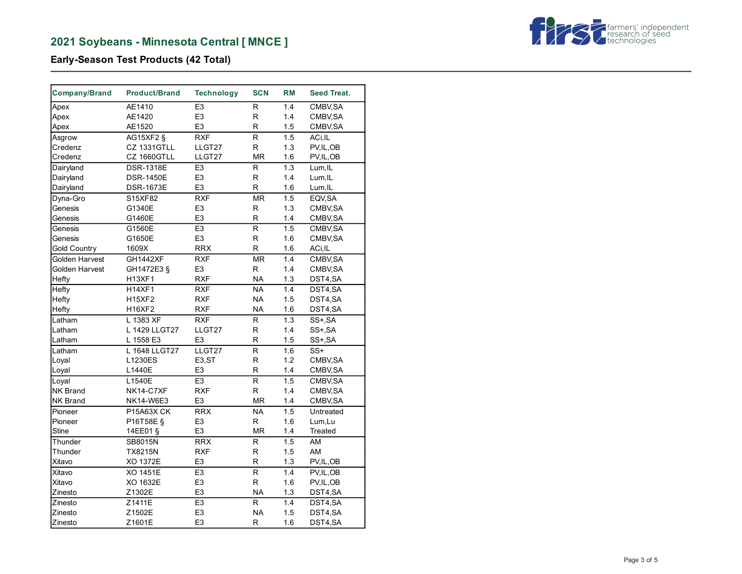## 2021 Soybeans - Minnesota Central [ MNCE ]

### Early-Season Test Products (42 Total)

| Company/Brand | Product/Brand | Technology | SCN | RM | Seed Treat. |
|---|---|---|---|---|---|
| Apex | AE1410 | E3 | R | 1.4 | CMBV,SA |
| Apex | AE1420 | E3 | R | 1.4 | CMBV,SA |
| Apex | AE1520 | E3 | R | 1.5 | CMBV,SA |
| Asgrow | AG15XF2 § | RXF | R | 1.5 | ACi,IL |
| Credenz | CZ 1331GTLL | LLGT27 | R | 1.3 | PV,IL,OB |
| Credenz | CZ 1660GTLL | LLGT27 | MR | 1.6 | PV,IL,OB |
| Dairyland | DSR-1318E | E3 | R | 1.3 | Lum,IL |
| Dairyland | DSR-1450E | E3 | R | 1.4 | Lum,IL |
| Dairyland | DSR-1673E | E3 | R | 1.6 | Lum,IL |
| Dyna-Gro | S15XF82 | RXF | MR | 1.5 | EQV,SA |
| Genesis | G1340E | E3 | R | 1.3 | CMBV,SA |
| Genesis | G1460E | E3 | R | 1.4 | CMBV,SA |
| Genesis | G1560E | E3 | R | 1.5 | CMBV,SA |
| Genesis | G1650E | E3 | R | 1.6 | CMBV,SA |
| Gold Country | 1609X | RRX | R | 1.6 | ACi,IL |
| Golden Harvest | GH1442XF | RXF | MR | 1.4 | CMBV,SA |
| Golden Harvest | GH1472E3 § | E3 | R | 1.4 | CMBV,SA |
| Hefty | H13XF1 | RXF | NA | 1.3 | DST4,SA |
| Hefty | H14XF1 | RXF | NA | 1.4 | DST4,SA |
| Hefty | H15XF2 | RXF | NA | 1.5 | DST4,SA |
| Hefty | H16XF2 | RXF | NA | 1.6 | DST4,SA |
| Latham | L 1383 XF | RXF | R | 1.3 | SS+,SA |
| Latham | L 1429 LLGT27 | LLGT27 | R | 1.4 | SS+,SA |
| Latham | L 1558 E3 | E3 | R | 1.5 | SS+,SA |
| Latham | L 1648 LLGT27 | LLGT27 | R | 1.6 | SS+ |
| Loyal | L1230ES | E3,ST | R | 1.2 | CMBV,SA |
| Loyal | L1440E | E3 | R | 1.4 | CMBV,SA |
| Loyal | L1540E | E3 | R | 1.5 | CMBV,SA |
| NK Brand | NK14-C7XF | RXF | R | 1.4 | CMBV,SA |
| NK Brand | NK14-W6E3 | E3 | MR | 1.4 | CMBV,SA |
| Pioneer | P15A63X CK | RRX | NA | 1.5 | Untreated |
| Pioneer | P16T58E § | E3 | R | 1.6 | Lum,Lu |
| Stine | 14EE01 § | E3 | MR | 1.4 | Treated |
| Thunder | SB8015N | RRX | R | 1.5 | AM |
| Thunder | TX8215N | RXF | R | 1.5 | AM |
| Xitavo | XO 1372E | E3 | R | 1.3 | PV,IL,OB |
| Xitavo | XO 1451E | E3 | R | 1.4 | PV,IL,OB |
| Xitavo | XO 1632E | E3 | R | 1.6 | PV,IL,OB |
| Zinesto | Z1302E | E3 | NA | 1.3 | DST4,SA |
| Zinesto | Z1411E | E3 | R | 1.4 | DST4,SA |
| Zinesto | Z1502E | E3 | NA | 1.5 | DST4,SA |
| Zinesto | Z1601E | E3 | R | 1.6 | DST4,SA |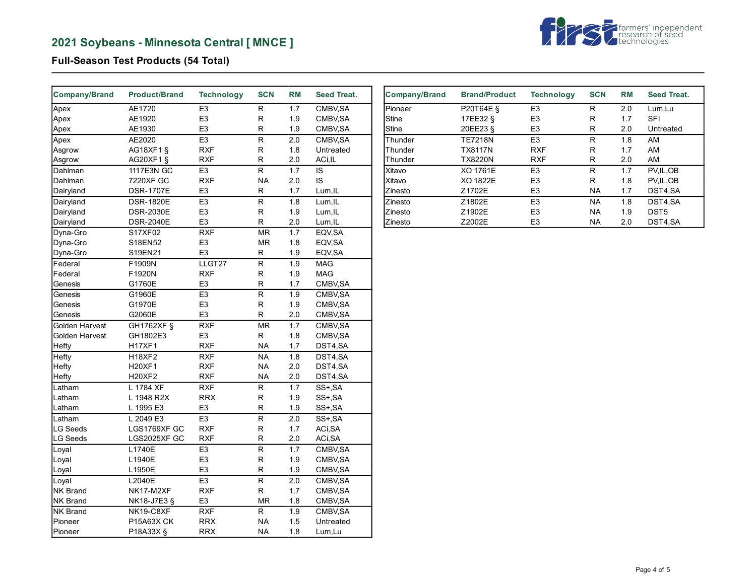## 2021 Soybeans - Minnesota Central [ MNCE ]

### Full-Season Test Products (54 Total)

| Company/Brand | Product/Brand | Technology | SCN | RM | Seed Treat. |
|---|---|---|---|---|---|
| Apex | AE1720 | E3 | R | 1.7 | CMBV,SA |
| Apex | AE1920 | E3 | R | 1.9 | CMBV,SA |
| Apex | AE1930 | E3 | R | 1.9 | CMBV,SA |
| Apex | AE2020 | E3 | R | 2.0 | CMBV,SA |
| Asgrow | AG18XF1 § | RXF | R | 1.8 | Untreated |
| Asgrow | AG20XF1 § | RXF | R | 2.0 | ACi,IL |
| Dahlman | 1117E3N GC | E3 | R | 1.7 | IS |
| Dahlman | 7220XF GC | RXF | NA | 2.0 | IS |
| Dairyland | DSR-1707E | E3 | R | 1.7 | Lum,IL |
| Dairyland | DSR-1820E | E3 | R | 1.8 | Lum,IL |
| Dairyland | DSR-2030E | E3 | R | 1.9 | Lum,IL |
| Dairyland | DSR-2040E | E3 | R | 2.0 | Lum,IL |
| Dyna-Gro | S17XF02 | RXF | MR | 1.7 | EQV,SA |
| Dyna-Gro | S18EN52 | E3 | MR | 1.8 | EQV,SA |
| Dyna-Gro | S19EN21 | E3 | R | 1.9 | EQV,SA |
| Federal | F1909N | LLGT27 | R | 1.9 | MAG |
| Federal | F1920N | RXF | R | 1.9 | MAG |
| Genesis | G1760E | E3 | R | 1.7 | CMBV,SA |
| Genesis | G1960E | E3 | R | 1.9 | CMBV,SA |
| Genesis | G1970E | E3 | R | 1.9 | CMBV,SA |
| Genesis | G2060E | E3 | R | 2.0 | CMBV,SA |
| Golden Harvest | GH1762XF § | RXF | MR | 1.7 | CMBV,SA |
| Golden Harvest | GH1802E3 | E3 | R | 1.8 | CMBV,SA |
| Hefty | H17XF1 | RXF | NA | 1.7 | DST4,SA |
| Hefty | H18XF2 | RXF | NA | 1.8 | DST4,SA |
| Hefty | H20XF1 | RXF | NA | 2.0 | DST4,SA |
| Hefty | H20XF2 | RXF | NA | 2.0 | DST4,SA |
| Latham | L 1784 XF | RXF | R | 1.7 | SS+,SA |
| Latham | L 1948 R2X | RRX | R | 1.9 | SS+,SA |
| Latham | L 1995 E3 | E3 | R | 1.9 | SS+,SA |
| Latham | L 2049 E3 | E3 | R | 2.0 | SS+,SA |
| LG Seeds | LGS1769XF GC | RXF | R | 1.7 | ACi,SA |
| LG Seeds | LGS2025XF GC | RXF | R | 2.0 | ACi,SA |
| Loyal | L1740E | E3 | R | 1.7 | CMBV,SA |
| Loyal | L1940E | E3 | R | 1.9 | CMBV,SA |
| Loyal | L1950E | E3 | R | 1.9 | CMBV,SA |
| Loyal | L2040E | E3 | R | 2.0 | CMBV,SA |
| NK Brand | NK17-M2XF | RXF | R | 1.7 | CMBV,SA |
| NK Brand | NK18-J7E3 § | E3 | MR | 1.8 | CMBV,SA |
| NK Brand | NK19-C8XF | RXF | R | 1.9 | CMBV,SA |
| Pioneer | P15A63X CK | RRX | NA | 1.5 | Untreated |
| Pioneer | P18A33X § | RRX | NA | 1.8 | Lum,Lu |
| Pioneer | P20T64E § | E3 | R | 2.0 | Lum,Lu |
| Stine | 17EE32 § | E3 | R | 1.7 | SFI |
| Stine | 20EE23 § | E3 | R | 2.0 | Untreated |
| Thunder | TE7218N | E3 | R | 1.8 | AM |
| Thunder | TX8117N | RXF | R | 1.7 | AM |
| Thunder | TX8220N | RXF | R | 2.0 | AM |
| Xitavo | XO 1761E | E3 | R | 1.7 | PV,IL,OB |
| Xitavo | XO 1822E | E3 | R | 1.8 | PV,IL,OB |
| Zinesto | Z1702E | E3 | NA | 1.7 | DST4,SA |
| Zinesto | Z1802E | E3 | NA | 1.8 | DST4,SA |
| Zinesto | Z1902E | E3 | NA | 1.9 | DST5 |
| Zinesto | Z2002E | E3 | NA | 2.0 | DST4,SA |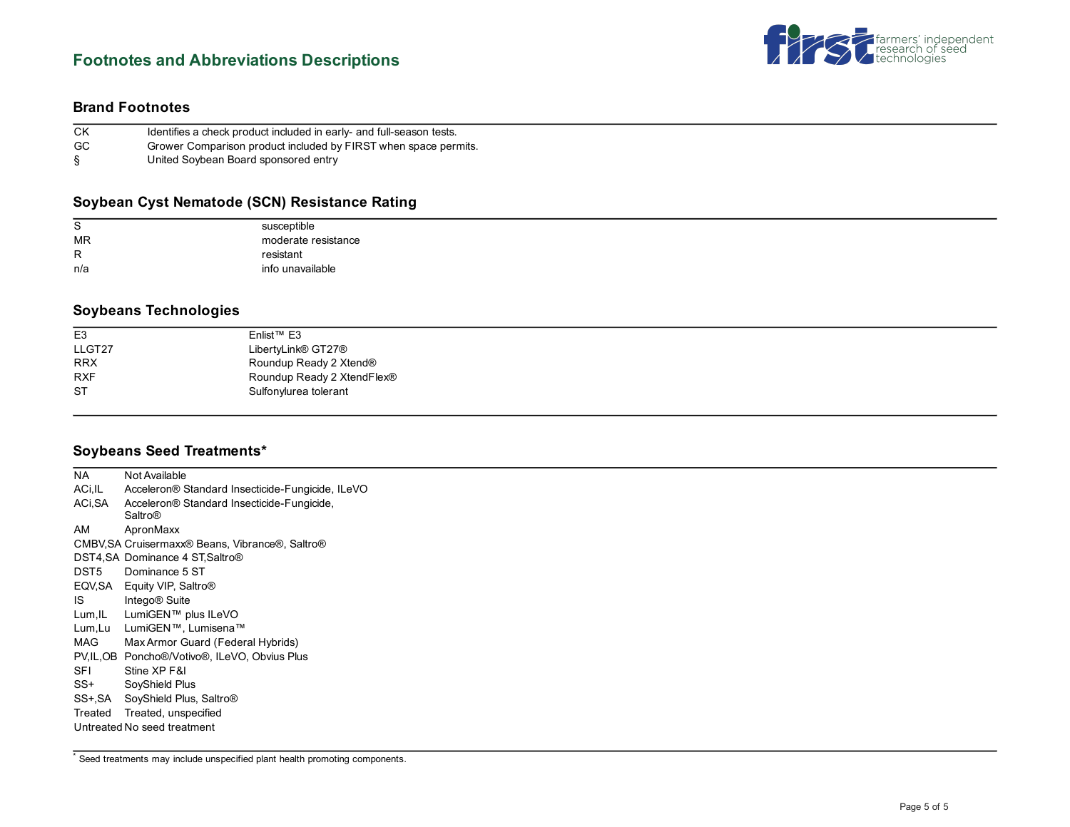## Footnotes and Abbreviations Descriptions

### Brand Footnotes

| | |
|---|---|
| CK | Identifies a check product included in early- and full-season tests. |
| GC | Grower Comparison product included by FIRST when space permits. |
| § | United Soybean Board sponsored entry |

### Soybean Cyst Nematode (SCN) Resistance Rating

| | |
|---|---|
| S | susceptible |
| MR | moderate resistance |
| R | resistant |
| n/a | info unavailable |

### Soybeans Technologies

| | |
|---|---|
| E3 | Enlist™ E3 |
| LLGT27 | LibertyLink® GT27® |
| RRX | Roundup Ready 2 Xtend® |
| RXF | Roundup Ready 2 XtendFlex® |
| ST | Sulfonylurea tolerant |

### Soybeans Seed Treatments*

| | |
|---|---|
| NA | Not Available |
| ACi,IL | Acceleron® Standard Insecticide-Fungicide, ILeVO |
| ACi,SA | Acceleron® Standard Insecticide-Fungicide, Saltro® |
| AM | ApronMaxx |
| CMBV,SA | Cruisermaxx® Beans, Vibrance®, Saltro® |
| DST4,SA | Dominance 4 ST,Saltro® |
| DST5 | Dominance 5 ST |
| EQV,SA | Equity VIP, Saltro® |
| IS | Intego® Suite |
| Lum,IL | LumiGEN™ plus ILeVO |
| Lum,Lu | LumiGEN™, Lumisena™ |
| MAG | Max Armor Guard (Federal Hybrids) |
| PV,IL,OB | Poncho®/Votivo®, ILeVO, Obvius Plus |
| SFI | Stine XP F&I |
| SS+ | SoyShield Plus |
| SS+,SA | SoyShield Plus, Saltro® |
| Treated | Treated, unspecified |
| Untreated | No seed treatment |

* Seed treatments may include unspecified plant health promoting components.